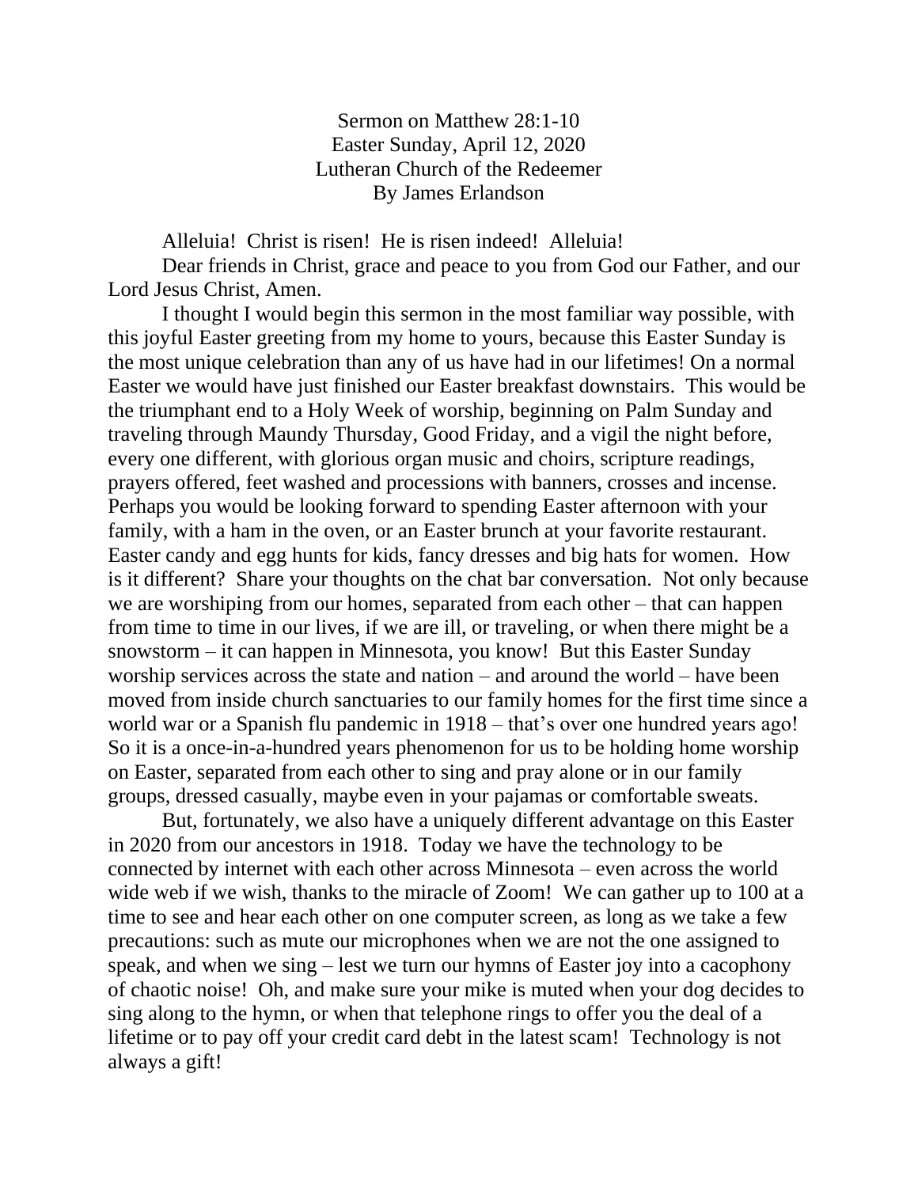Sermon on Matthew 28:1-10
Easter Sunday, April 12, 2020
Lutheran Church of the Redeemer
By James Erlandson

Alleluia! Christ is risen! He is risen indeed! Alleluia!

Dear friends in Christ, grace and peace to you from God our Father, and our Lord Jesus Christ, Amen.

I thought I would begin this sermon in the most familiar way possible, with this joyful Easter greeting from my home to yours, because this Easter Sunday is the most unique celebration than any of us have had in our lifetimes! On a normal Easter we would have just finished our Easter breakfast downstairs. This would be the triumphant end to a Holy Week of worship, beginning on Palm Sunday and traveling through Maundy Thursday, Good Friday, and a vigil the night before, every one different, with glorious organ music and choirs, scripture readings, prayers offered, feet washed and processions with banners, crosses and incense. Perhaps you would be looking forward to spending Easter afternoon with your family, with a ham in the oven, or an Easter brunch at your favorite restaurant. Easter candy and egg hunts for kids, fancy dresses and big hats for women. How is it different? Share your thoughts on the chat bar conversation. Not only because we are worshiping from our homes, separated from each other – that can happen from time to time in our lives, if we are ill, or traveling, or when there might be a snowstorm – it can happen in Minnesota, you know! But this Easter Sunday worship services across the state and nation – and around the world – have been moved from inside church sanctuaries to our family homes for the first time since a world war or a Spanish flu pandemic in 1918 – that's over one hundred years ago! So it is a once-in-a-hundred years phenomenon for us to be holding home worship on Easter, separated from each other to sing and pray alone or in our family groups, dressed casually, maybe even in your pajamas or comfortable sweats.

But, fortunately, we also have a uniquely different advantage on this Easter in 2020 from our ancestors in 1918. Today we have the technology to be connected by internet with each other across Minnesota – even across the world wide web if we wish, thanks to the miracle of Zoom! We can gather up to 100 at a time to see and hear each other on one computer screen, as long as we take a few precautions: such as mute our microphones when we are not the one assigned to speak, and when we sing – lest we turn our hymns of Easter joy into a cacophony of chaotic noise! Oh, and make sure your mike is muted when your dog decides to sing along to the hymn, or when that telephone rings to offer you the deal of a lifetime or to pay off your credit card debt in the latest scam! Technology is not always a gift!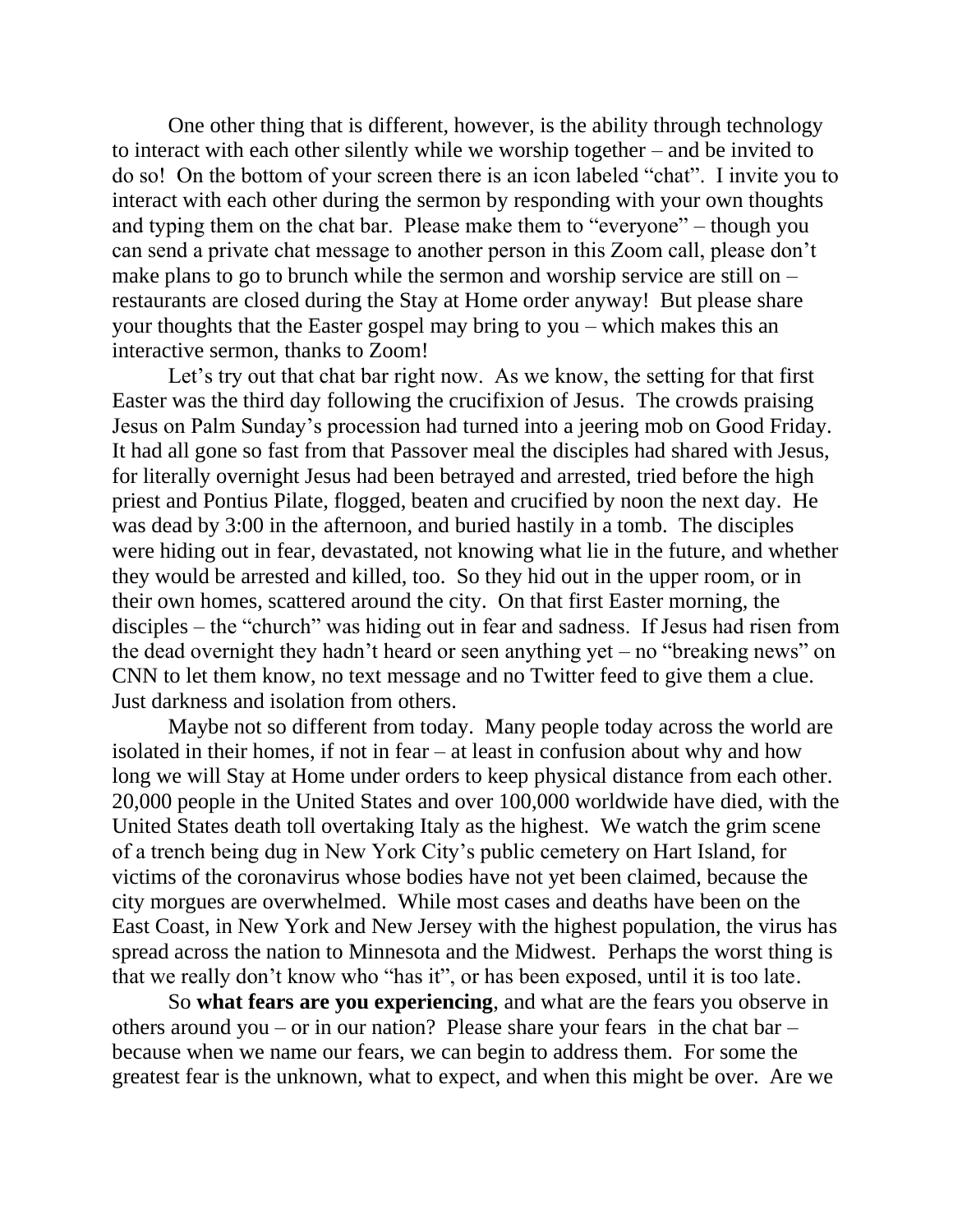One other thing that is different, however, is the ability through technology to interact with each other silently while we worship together – and be invited to do so! On the bottom of your screen there is an icon labeled "chat". I invite you to interact with each other during the sermon by responding with your own thoughts and typing them on the chat bar. Please make them to "everyone" – though you can send a private chat message to another person in this Zoom call, please don't make plans to go to brunch while the sermon and worship service are still on – restaurants are closed during the Stay at Home order anyway! But please share your thoughts that the Easter gospel may bring to you – which makes this an interactive sermon, thanks to Zoom!

Let's try out that chat bar right now. As we know, the setting for that first Easter was the third day following the crucifixion of Jesus. The crowds praising Jesus on Palm Sunday's procession had turned into a jeering mob on Good Friday. It had all gone so fast from that Passover meal the disciples had shared with Jesus, for literally overnight Jesus had been betrayed and arrested, tried before the high priest and Pontius Pilate, flogged, beaten and crucified by noon the next day. He was dead by 3:00 in the afternoon, and buried hastily in a tomb. The disciples were hiding out in fear, devastated, not knowing what lie in the future, and whether they would be arrested and killed, too. So they hid out in the upper room, or in their own homes, scattered around the city. On that first Easter morning, the disciples – the "church" was hiding out in fear and sadness. If Jesus had risen from the dead overnight they hadn't heard or seen anything yet – no "breaking news" on CNN to let them know, no text message and no Twitter feed to give them a clue. Just darkness and isolation from others.

Maybe not so different from today. Many people today across the world are isolated in their homes, if not in fear – at least in confusion about why and how long we will Stay at Home under orders to keep physical distance from each other. 20,000 people in the United States and over 100,000 worldwide have died, with the United States death toll overtaking Italy as the highest. We watch the grim scene of a trench being dug in New York City's public cemetery on Hart Island, for victims of the coronavirus whose bodies have not yet been claimed, because the city morgues are overwhelmed. While most cases and deaths have been on the East Coast, in New York and New Jersey with the highest population, the virus has spread across the nation to Minnesota and the Midwest. Perhaps the worst thing is that we really don't know who "has it", or has been exposed, until it is too late.

So **what fears are you experiencing**, and what are the fears you observe in others around you – or in our nation? Please share your fears in the chat bar – because when we name our fears, we can begin to address them. For some the greatest fear is the unknown, what to expect, and when this might be over. Are we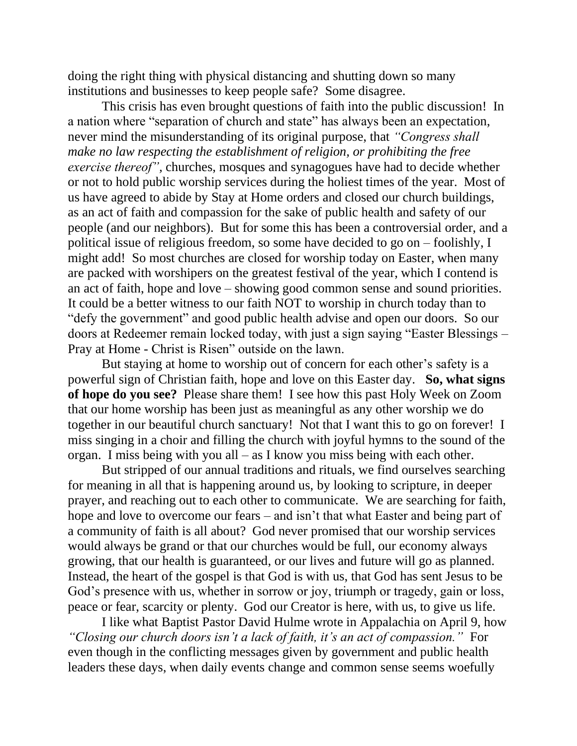doing the right thing with physical distancing and shutting down so many institutions and businesses to keep people safe? Some disagree.

This crisis has even brought questions of faith into the public discussion! In a nation where "separation of church and state" has always been an expectation, never mind the misunderstanding of its original purpose, that *"Congress shall make no law respecting the establishment of religion, or prohibiting the free exercise thereof"*, churches, mosques and synagogues have had to decide whether or not to hold public worship services during the holiest times of the year. Most of us have agreed to abide by Stay at Home orders and closed our church buildings, as an act of faith and compassion for the sake of public health and safety of our people (and our neighbors). But for some this has been a controversial order, and a political issue of religious freedom, so some have decided to go on – foolishly, I might add! So most churches are closed for worship today on Easter, when many are packed with worshipers on the greatest festival of the year, which I contend is an act of faith, hope and love – showing good common sense and sound priorities. It could be a better witness to our faith NOT to worship in church today than to "defy the government" and good public health advise and open our doors. So our doors at Redeemer remain locked today, with just a sign saying "Easter Blessings – Pray at Home - Christ is Risen" outside on the lawn.

But staying at home to worship out of concern for each other's safety is a powerful sign of Christian faith, hope and love on this Easter day. **So, what signs of hope do you see?** Please share them! I see how this past Holy Week on Zoom that our home worship has been just as meaningful as any other worship we do together in our beautiful church sanctuary! Not that I want this to go on forever! I miss singing in a choir and filling the church with joyful hymns to the sound of the organ. I miss being with you all – as I know you miss being with each other.

But stripped of our annual traditions and rituals, we find ourselves searching for meaning in all that is happening around us, by looking to scripture, in deeper prayer, and reaching out to each other to communicate. We are searching for faith, hope and love to overcome our fears – and isn't that what Easter and being part of a community of faith is all about? God never promised that our worship services would always be grand or that our churches would be full, our economy always growing, that our health is guaranteed, or our lives and future will go as planned. Instead, the heart of the gospel is that God is with us, that God has sent Jesus to be God's presence with us, whether in sorrow or joy, triumph or tragedy, gain or loss, peace or fear, scarcity or plenty. God our Creator is here, with us, to give us life.

I like what Baptist Pastor David Hulme wrote in Appalachia on April 9, how *"Closing our church doors isn't a lack of faith, it's an act of compassion."* For even though in the conflicting messages given by government and public health leaders these days, when daily events change and common sense seems woefully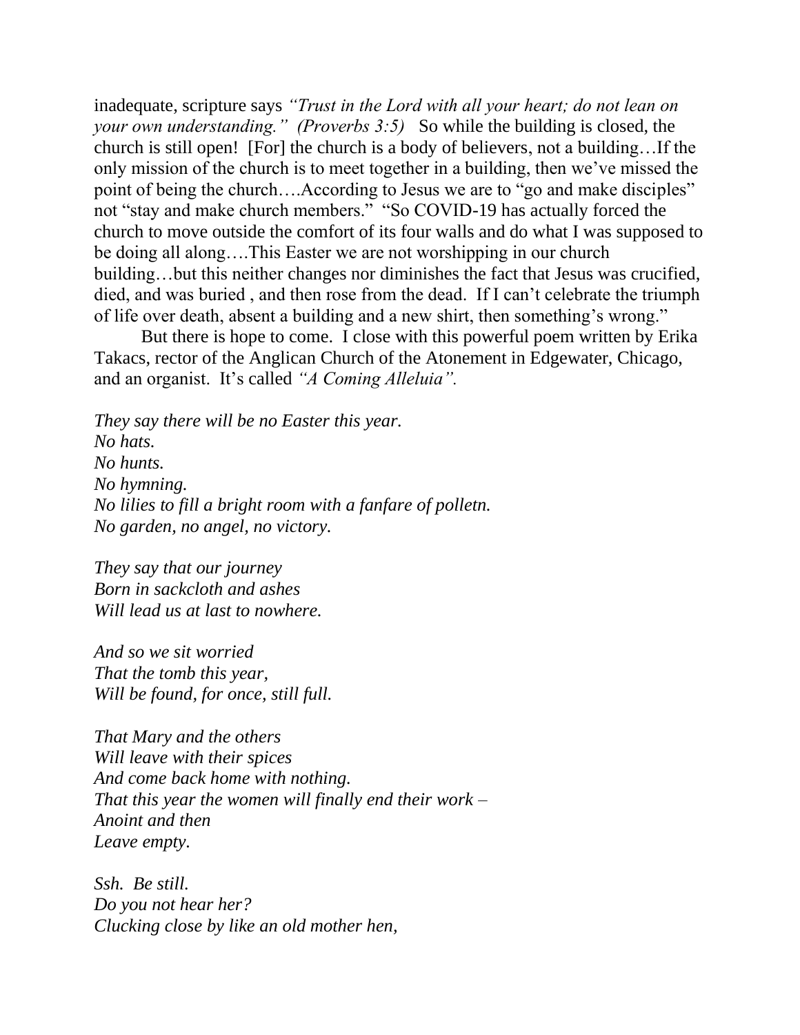inadequate, scripture says *"Trust in the Lord with all your heart; do not lean on your own understanding." (Proverbs 3:5)* So while the building is closed, the church is still open! [For] the church is a body of believers, not a building…If the only mission of the church is to meet together in a building, then we've missed the point of being the church….According to Jesus we are to "go and make disciples" not "stay and make church members." "So COVID-19 has actually forced the church to move outside the comfort of its four walls and do what I was supposed to be doing all along….This Easter we are not worshipping in our church building…but this neither changes nor diminishes the fact that Jesus was crucified, died, and was buried , and then rose from the dead. If I can't celebrate the triumph of life over death, absent a building and a new shirt, then something's wrong."

But there is hope to come. I close with this powerful poem written by Erika Takacs, rector of the Anglican Church of the Atonement in Edgewater, Chicago, and an organist. It's called *"A Coming Alleluia".*

*They say there will be no Easter this year.*
*No hats.*
*No hunts.*
*No hymning.*
*No lilies to fill a bright room with a fanfare of polletn.*
*No garden, no angel, no victory.*

*They say that our journey*
*Born in sackcloth and ashes*
*Will lead us at last to nowhere.*

*And so we sit worried*
*That the tomb this year,*
*Will be found, for once, still full.*

*That Mary and the others*
*Will leave with their spices*
*And come back home with nothing.*
*That this year the women will finally end their work –*
*Anoint and then*
*Leave empty.*

*Ssh. Be still.*
*Do you not hear her?*
*Clucking close by like an old mother hen,*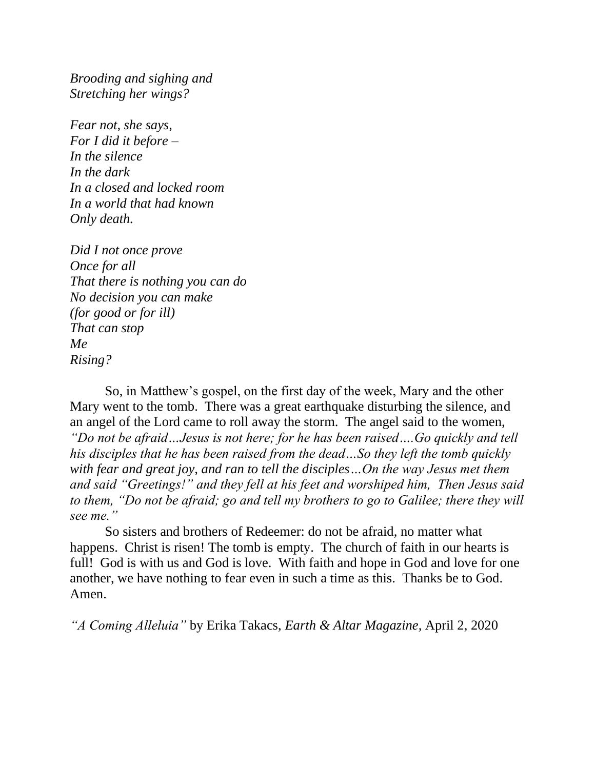*Brooding and sighing and*
*Stretching her wings?*

*Fear not, she says,*
*For I did it before –*
*In the silence*
*In the dark*
*In a closed and locked room*
*In a world that had known*
*Only death.*

*Did I not once prove*
*Once for all*
*That there is nothing you can do*
*No decision you can make*
*(for good or for ill)*
*That can stop*
*Me*
*Rising?*

So, in Matthew's gospel, on the first day of the week, Mary and the other Mary went to the tomb. There was a great earthquake disturbing the silence, and an angel of the Lord came to roll away the storm. The angel said to the women, *"Do not be afraid…Jesus is not here; for he has been raised….Go quickly and tell his disciples that he has been raised from the dead…So they left the tomb quickly with fear and great joy, and ran to tell the disciples…On the way Jesus met them and said "Greetings!" and they fell at his feet and worshiped him, Then Jesus said to them, "Do not be afraid; go and tell my brothers to go to Galilee; there they will see me."*

So sisters and brothers of Redeemer: do not be afraid, no matter what happens. Christ is risen! The tomb is empty. The church of faith in our hearts is full! God is with us and God is love. With faith and hope in God and love for one another, we have nothing to fear even in such a time as this. Thanks be to God. Amen.

*"A Coming Alleluia"* by Erika Takacs, *Earth & Altar Magazine,* April 2, 2020